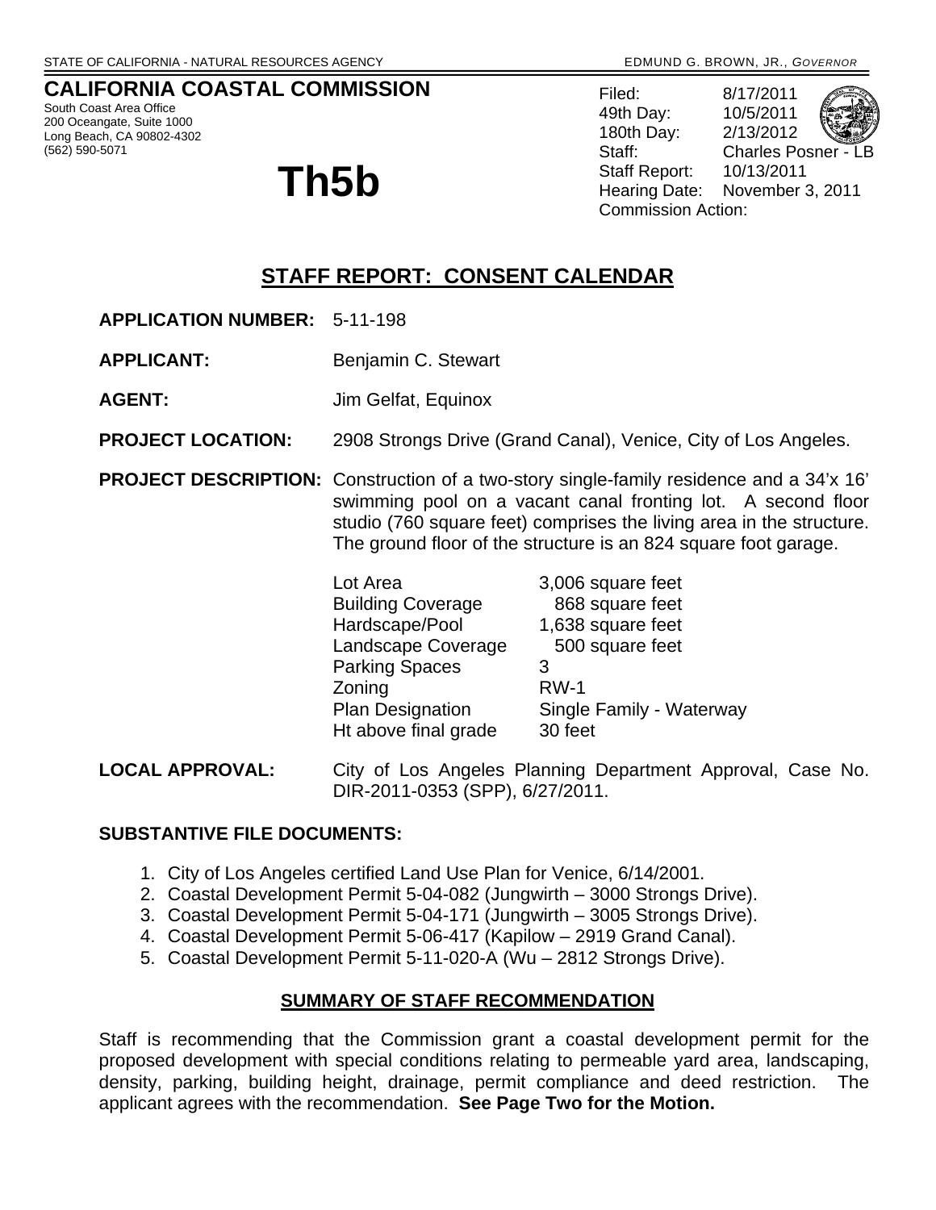STATE OF CALIFORNIA - NATURAL RESOURCES AGENCY EDMUND G. BROWN, JR., *GOVERNOR*

**CALIFORNIA COASTAL COMMISSION**
South Coast Area Office
200 Oceangate, Suite 1000
Long Beach, CA 90802-4302
(562) 590-5071

# Th5b

Filed: 8/17/2011
49th Day: 10/5/2011
180th Day: 2/13/2012
Staff: Charles Posner - LB
Staff Report: 10/13/2011
Hearing Date: November 3, 2011
Commission Action:

## STAFF REPORT: CONSENT CALENDAR

**APPLICATION NUMBER:** 5-11-198

**APPLICANT:** Benjamin C. Stewart

**AGENT:** Jim Gelfat, Equinox

**PROJECT LOCATION:** 2908 Strongs Drive (Grand Canal), Venice, City of Los Angeles.

**PROJECT DESCRIPTION:** Construction of a two-story single-family residence and a 34'x 16' swimming pool on a vacant canal fronting lot. A second floor studio (760 square feet) comprises the living area in the structure. The ground floor of the structure is an 824 square foot garage.

| | |
|---|---|
| Lot Area | 3,006 square feet |
| Building Coverage | 868 square feet |
| Hardscape/Pool | 1,638 square feet |
| Landscape Coverage | 500 square feet |
| Parking Spaces | 3 |
| Zoning | RW-1 |
| Plan Designation | Single Family - Waterway |
| Ht above final grade | 30 feet |

**LOCAL APPROVAL:** City of Los Angeles Planning Department Approval, Case No. DIR-2011-0353 (SPP), 6/27/2011.

**SUBSTANTIVE FILE DOCUMENTS:**

1. City of Los Angeles certified Land Use Plan for Venice, 6/14/2001.
2. Coastal Development Permit 5-04-082 (Jungwirth – 3000 Strongs Drive).
3. Coastal Development Permit 5-04-171 (Jungwirth – 3005 Strongs Drive).
4. Coastal Development Permit 5-06-417 (Kapilow – 2919 Grand Canal).
5. Coastal Development Permit 5-11-020-A (Wu – 2812 Strongs Drive).

### SUMMARY OF STAFF RECOMMENDATION

Staff is recommending that the Commission grant a coastal development permit for the proposed development with special conditions relating to permeable yard area, landscaping, density, parking, building height, drainage, permit compliance and deed restriction. The applicant agrees with the recommendation. **See Page Two for the Motion.**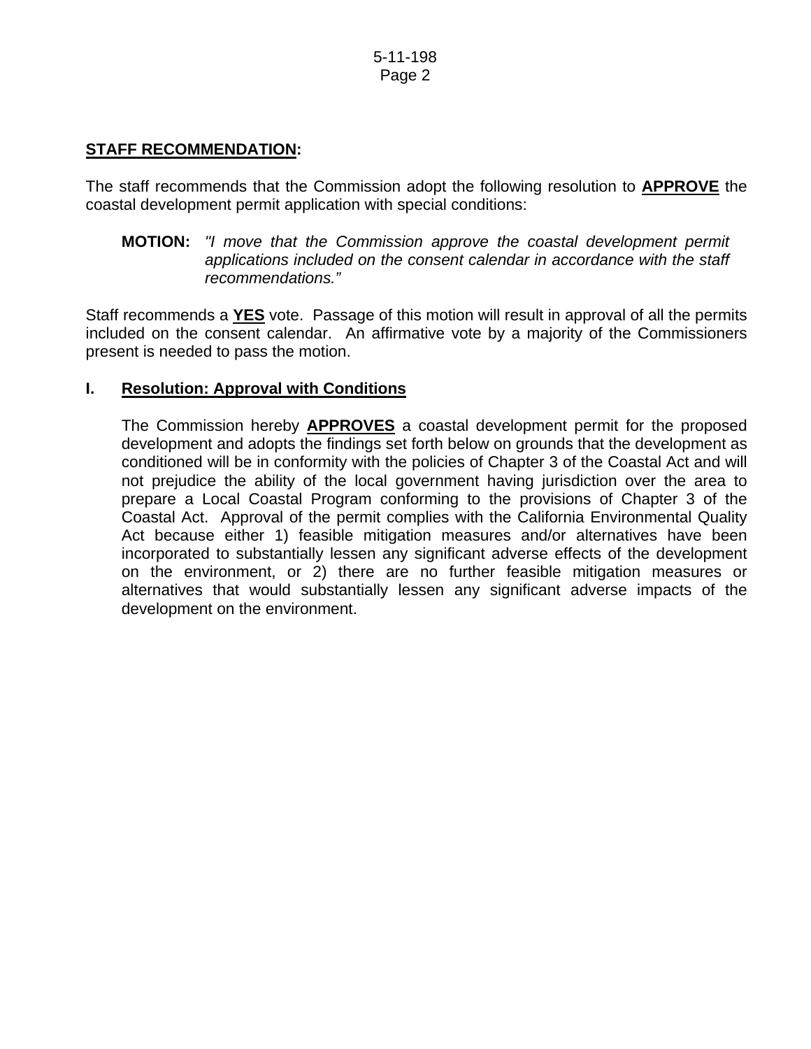## STAFF RECOMMENDATION:

The staff recommends that the Commission adopt the following resolution to **APPROVE** the coastal development permit application with special conditions:

> **MOTION:** *"I move that the Commission approve the coastal development permit applications included on the consent calendar in accordance with the staff recommendations."*

Staff recommends a **YES** vote. Passage of this motion will result in approval of all the permits included on the consent calendar. An affirmative vote by a majority of the Commissioners present is needed to pass the motion.

### I. Resolution: Approval with Conditions

The Commission hereby **APPROVES** a coastal development permit for the proposed development and adopts the findings set forth below on grounds that the development as conditioned will be in conformity with the policies of Chapter 3 of the Coastal Act and will not prejudice the ability of the local government having jurisdiction over the area to prepare a Local Coastal Program conforming to the provisions of Chapter 3 of the Coastal Act. Approval of the permit complies with the California Environmental Quality Act because either 1) feasible mitigation measures and/or alternatives have been incorporated to substantially lessen any significant adverse effects of the development on the environment, or 2) there are no further feasible mitigation measures or alternatives that would substantially lessen any significant adverse impacts of the development on the environment.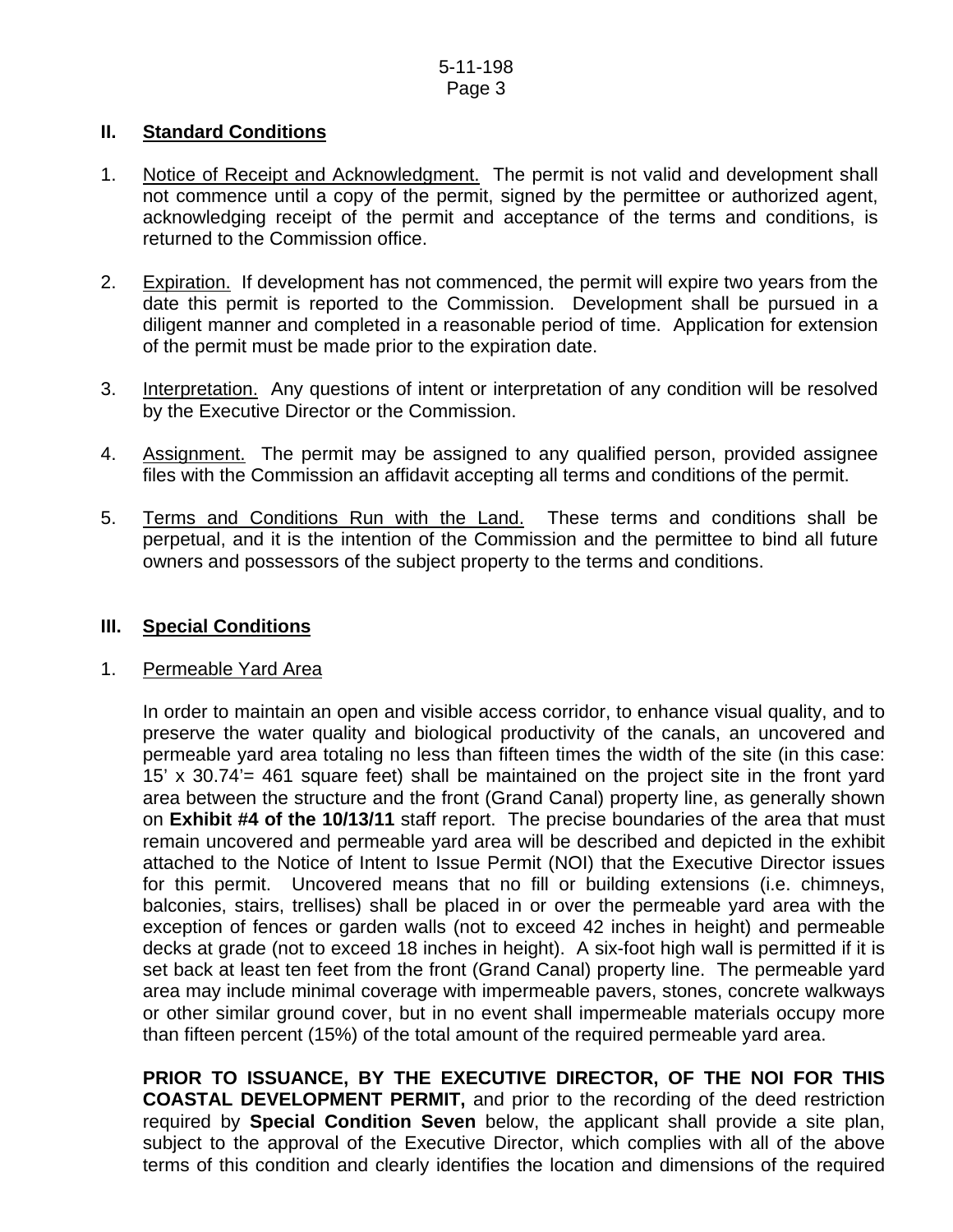## II. Standard Conditions

1. Notice of Receipt and Acknowledgment. The permit is not valid and development shall not commence until a copy of the permit, signed by the permittee or authorized agent, acknowledging receipt of the permit and acceptance of the terms and conditions, is returned to the Commission office.

2. Expiration. If development has not commenced, the permit will expire two years from the date this permit is reported to the Commission. Development shall be pursued in a diligent manner and completed in a reasonable period of time. Application for extension of the permit must be made prior to the expiration date.

3. Interpretation. Any questions of intent or interpretation of any condition will be resolved by the Executive Director or the Commission.

4. Assignment. The permit may be assigned to any qualified person, provided assignee files with the Commission an affidavit accepting all terms and conditions of the permit.

5. Terms and Conditions Run with the Land. These terms and conditions shall be perpetual, and it is the intention of the Commission and the permittee to bind all future owners and possessors of the subject property to the terms and conditions.

## III. Special Conditions

1. Permeable Yard Area

   In order to maintain an open and visible access corridor, to enhance visual quality, and to preserve the water quality and biological productivity of the canals, an uncovered and permeable yard area totaling no less than fifteen times the width of the site (in this case: 15' x 30.74'= 461 square feet) shall be maintained on the project site in the front yard area between the structure and the front (Grand Canal) property line, as generally shown on **Exhibit #4 of the 10/13/11** staff report. The precise boundaries of the area that must remain uncovered and permeable yard area will be described and depicted in the exhibit attached to the Notice of Intent to Issue Permit (NOI) that the Executive Director issues for this permit. Uncovered means that no fill or building extensions (i.e. chimneys, balconies, stairs, trellises) shall be placed in or over the permeable yard area with the exception of fences or garden walls (not to exceed 42 inches in height) and permeable decks at grade (not to exceed 18 inches in height). A six-foot high wall is permitted if it is set back at least ten feet from the front (Grand Canal) property line. The permeable yard area may include minimal coverage with impermeable pavers, stones, concrete walkways or other similar ground cover, but in no event shall impermeable materials occupy more than fifteen percent (15%) of the total amount of the required permeable yard area.

   **PRIOR TO ISSUANCE, BY THE EXECUTIVE DIRECTOR, OF THE NOI FOR THIS COASTAL DEVELOPMENT PERMIT,** and prior to the recording of the deed restriction required by **Special Condition Seven** below, the applicant shall provide a site plan, subject to the approval of the Executive Director, which complies with all of the above terms of this condition and clearly identifies the location and dimensions of the required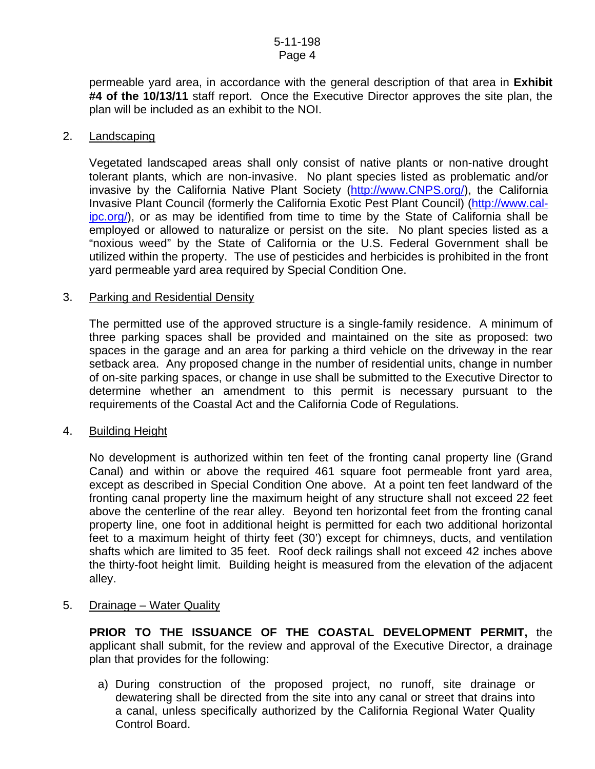permeable yard area, in accordance with the general description of that area in **Exhibit #4 of the 10/13/11** staff report. Once the Executive Director approves the site plan, the plan will be included as an exhibit to the NOI.

2. Landscaping

   Vegetated landscaped areas shall only consist of native plants or non-native drought tolerant plants, which are non-invasive. No plant species listed as problematic and/or invasive by the California Native Plant Society (http://www.CNPS.org/), the California Invasive Plant Council (formerly the California Exotic Pest Plant Council) (http://www.cal-ipc.org/), or as may be identified from time to time by the State of California shall be employed or allowed to naturalize or persist on the site. No plant species listed as a "noxious weed" by the State of California or the U.S. Federal Government shall be utilized within the property. The use of pesticides and herbicides is prohibited in the front yard permeable yard area required by Special Condition One.

3. Parking and Residential Density

   The permitted use of the approved structure is a single-family residence. A minimum of three parking spaces shall be provided and maintained on the site as proposed: two spaces in the garage and an area for parking a third vehicle on the driveway in the rear setback area. Any proposed change in the number of residential units, change in number of on-site parking spaces, or change in use shall be submitted to the Executive Director to determine whether an amendment to this permit is necessary pursuant to the requirements of the Coastal Act and the California Code of Regulations.

4. Building Height

   No development is authorized within ten feet of the fronting canal property line (Grand Canal) and within or above the required 461 square foot permeable front yard area, except as described in Special Condition One above. At a point ten feet landward of the fronting canal property line the maximum height of any structure shall not exceed 22 feet above the centerline of the rear alley. Beyond ten horizontal feet from the fronting canal property line, one foot in additional height is permitted for each two additional horizontal feet to a maximum height of thirty feet (30') except for chimneys, ducts, and ventilation shafts which are limited to 35 feet. Roof deck railings shall not exceed 42 inches above the thirty-foot height limit. Building height is measured from the elevation of the adjacent alley.

5. Drainage – Water Quality

   **PRIOR TO THE ISSUANCE OF THE COASTAL DEVELOPMENT PERMIT,** the applicant shall submit, for the review and approval of the Executive Director, a drainage plan that provides for the following:

   a) During construction of the proposed project, no runoff, site drainage or dewatering shall be directed from the site into any canal or street that drains into a canal, unless specifically authorized by the California Regional Water Quality Control Board.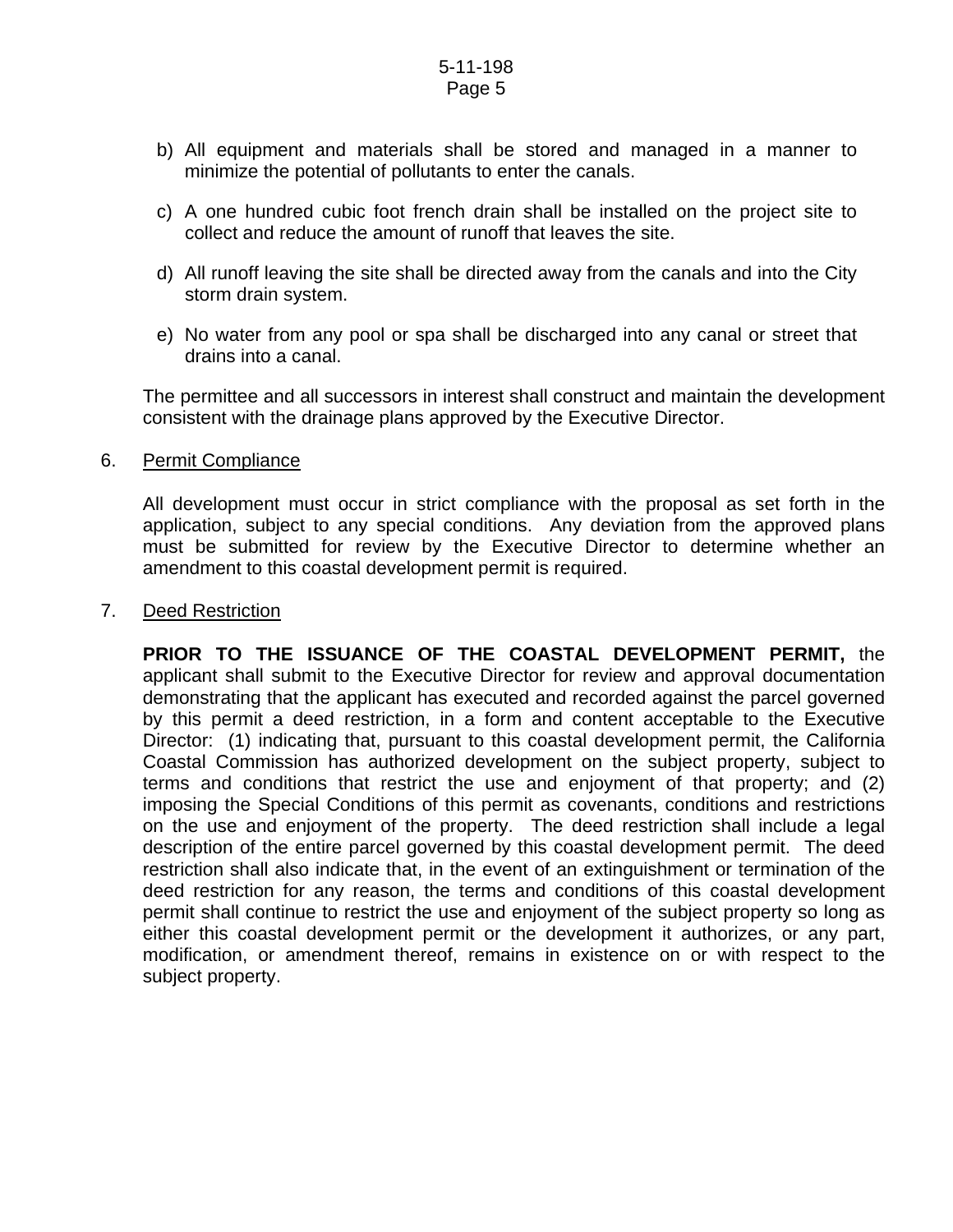b) All equipment and materials shall be stored and managed in a manner to minimize the potential of pollutants to enter the canals.

c) A one hundred cubic foot french drain shall be installed on the project site to collect and reduce the amount of runoff that leaves the site.

d) All runoff leaving the site shall be directed away from the canals and into the City storm drain system.

e) No water from any pool or spa shall be discharged into any canal or street that drains into a canal.

The permittee and all successors in interest shall construct and maintain the development consistent with the drainage plans approved by the Executive Director.

6. Permit Compliance

All development must occur in strict compliance with the proposal as set forth in the application, subject to any special conditions. Any deviation from the approved plans must be submitted for review by the Executive Director to determine whether an amendment to this coastal development permit is required.

7. Deed Restriction

**PRIOR TO THE ISSUANCE OF THE COASTAL DEVELOPMENT PERMIT,** the applicant shall submit to the Executive Director for review and approval documentation demonstrating that the applicant has executed and recorded against the parcel governed by this permit a deed restriction, in a form and content acceptable to the Executive Director: (1) indicating that, pursuant to this coastal development permit, the California Coastal Commission has authorized development on the subject property, subject to terms and conditions that restrict the use and enjoyment of that property; and (2) imposing the Special Conditions of this permit as covenants, conditions and restrictions on the use and enjoyment of the property. The deed restriction shall include a legal description of the entire parcel governed by this coastal development permit. The deed restriction shall also indicate that, in the event of an extinguishment or termination of the deed restriction for any reason, the terms and conditions of this coastal development permit shall continue to restrict the use and enjoyment of the subject property so long as either this coastal development permit or the development it authorizes, or any part, modification, or amendment thereof, remains in existence on or with respect to the subject property.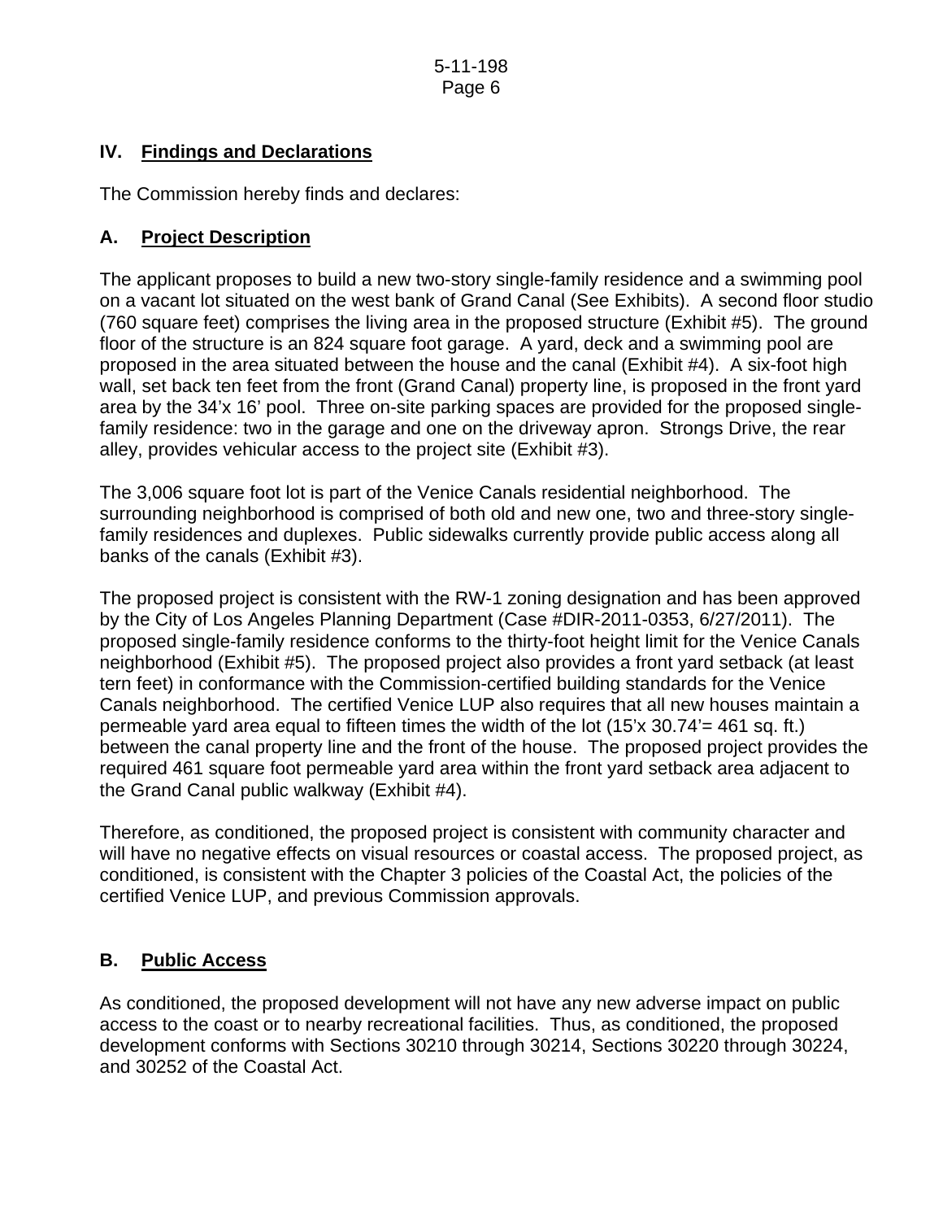## IV. Findings and Declarations

The Commission hereby finds and declares:

### A. Project Description

The applicant proposes to build a new two-story single-family residence and a swimming pool on a vacant lot situated on the west bank of Grand Canal (See Exhibits). A second floor studio (760 square feet) comprises the living area in the proposed structure (Exhibit #5). The ground floor of the structure is an 824 square foot garage. A yard, deck and a swimming pool are proposed in the area situated between the house and the canal (Exhibit #4). A six-foot high wall, set back ten feet from the front (Grand Canal) property line, is proposed in the front yard area by the 34'x 16' pool. Three on-site parking spaces are provided for the proposed single-family residence: two in the garage and one on the driveway apron. Strongs Drive, the rear alley, provides vehicular access to the project site (Exhibit #3).

The 3,006 square foot lot is part of the Venice Canals residential neighborhood. The surrounding neighborhood is comprised of both old and new one, two and three-story single-family residences and duplexes. Public sidewalks currently provide public access along all banks of the canals (Exhibit #3).

The proposed project is consistent with the RW-1 zoning designation and has been approved by the City of Los Angeles Planning Department (Case #DIR-2011-0353, 6/27/2011). The proposed single-family residence conforms to the thirty-foot height limit for the Venice Canals neighborhood (Exhibit #5). The proposed project also provides a front yard setback (at least tern feet) in conformance with the Commission-certified building standards for the Venice Canals neighborhood. The certified Venice LUP also requires that all new houses maintain a permeable yard area equal to fifteen times the width of the lot (15'x 30.74'= 461 sq. ft.) between the canal property line and the front of the house. The proposed project provides the required 461 square foot permeable yard area within the front yard setback area adjacent to the Grand Canal public walkway (Exhibit #4).

Therefore, as conditioned, the proposed project is consistent with community character and will have no negative effects on visual resources or coastal access. The proposed project, as conditioned, is consistent with the Chapter 3 policies of the Coastal Act, the policies of the certified Venice LUP, and previous Commission approvals.

### B. Public Access

As conditioned, the proposed development will not have any new adverse impact on public access to the coast or to nearby recreational facilities. Thus, as conditioned, the proposed development conforms with Sections 30210 through 30214, Sections 30220 through 30224, and 30252 of the Coastal Act.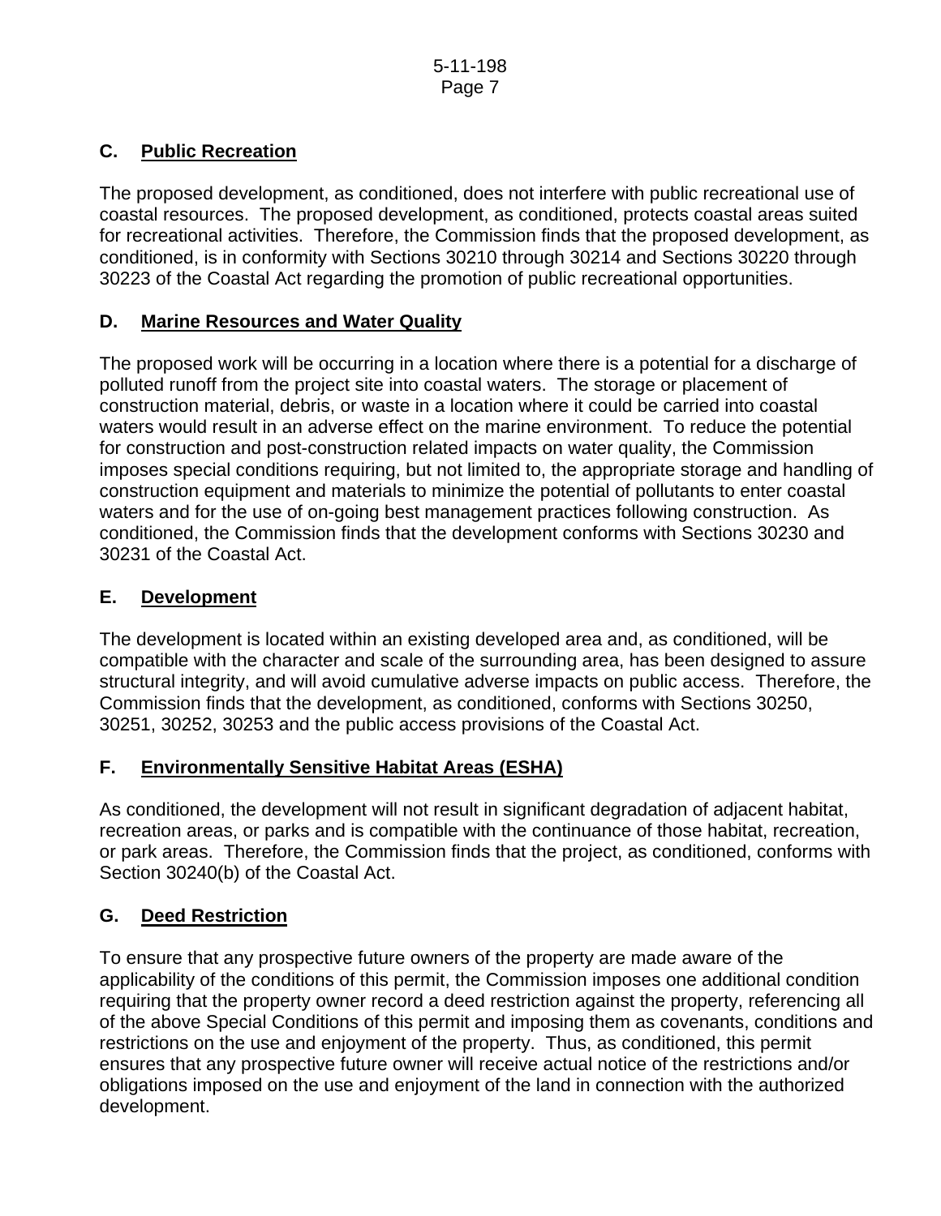### C. <u>Public Recreation</u>

The proposed development, as conditioned, does not interfere with public recreational use of coastal resources. The proposed development, as conditioned, protects coastal areas suited for recreational activities. Therefore, the Commission finds that the proposed development, as conditioned, is in conformity with Sections 30210 through 30214 and Sections 30220 through 30223 of the Coastal Act regarding the promotion of public recreational opportunities.

### D. <u>Marine Resources and Water Quality</u>

The proposed work will be occurring in a location where there is a potential for a discharge of polluted runoff from the project site into coastal waters. The storage or placement of construction material, debris, or waste in a location where it could be carried into coastal waters would result in an adverse effect on the marine environment. To reduce the potential for construction and post-construction related impacts on water quality, the Commission imposes special conditions requiring, but not limited to, the appropriate storage and handling of construction equipment and materials to minimize the potential of pollutants to enter coastal waters and for the use of on-going best management practices following construction. As conditioned, the Commission finds that the development conforms with Sections 30230 and 30231 of the Coastal Act.

### E. <u>Development</u>

The development is located within an existing developed area and, as conditioned, will be compatible with the character and scale of the surrounding area, has been designed to assure structural integrity, and will avoid cumulative adverse impacts on public access. Therefore, the Commission finds that the development, as conditioned, conforms with Sections 30250, 30251, 30252, 30253 and the public access provisions of the Coastal Act.

### F. <u>Environmentally Sensitive Habitat Areas (ESHA)</u>

As conditioned, the development will not result in significant degradation of adjacent habitat, recreation areas, or parks and is compatible with the continuance of those habitat, recreation, or park areas. Therefore, the Commission finds that the project, as conditioned, conforms with Section 30240(b) of the Coastal Act.

### G. <u>Deed Restriction</u>

To ensure that any prospective future owners of the property are made aware of the applicability of the conditions of this permit, the Commission imposes one additional condition requiring that the property owner record a deed restriction against the property, referencing all of the above Special Conditions of this permit and imposing them as covenants, conditions and restrictions on the use and enjoyment of the property. Thus, as conditioned, this permit ensures that any prospective future owner will receive actual notice of the restrictions and/or obligations imposed on the use and enjoyment of the land in connection with the authorized development.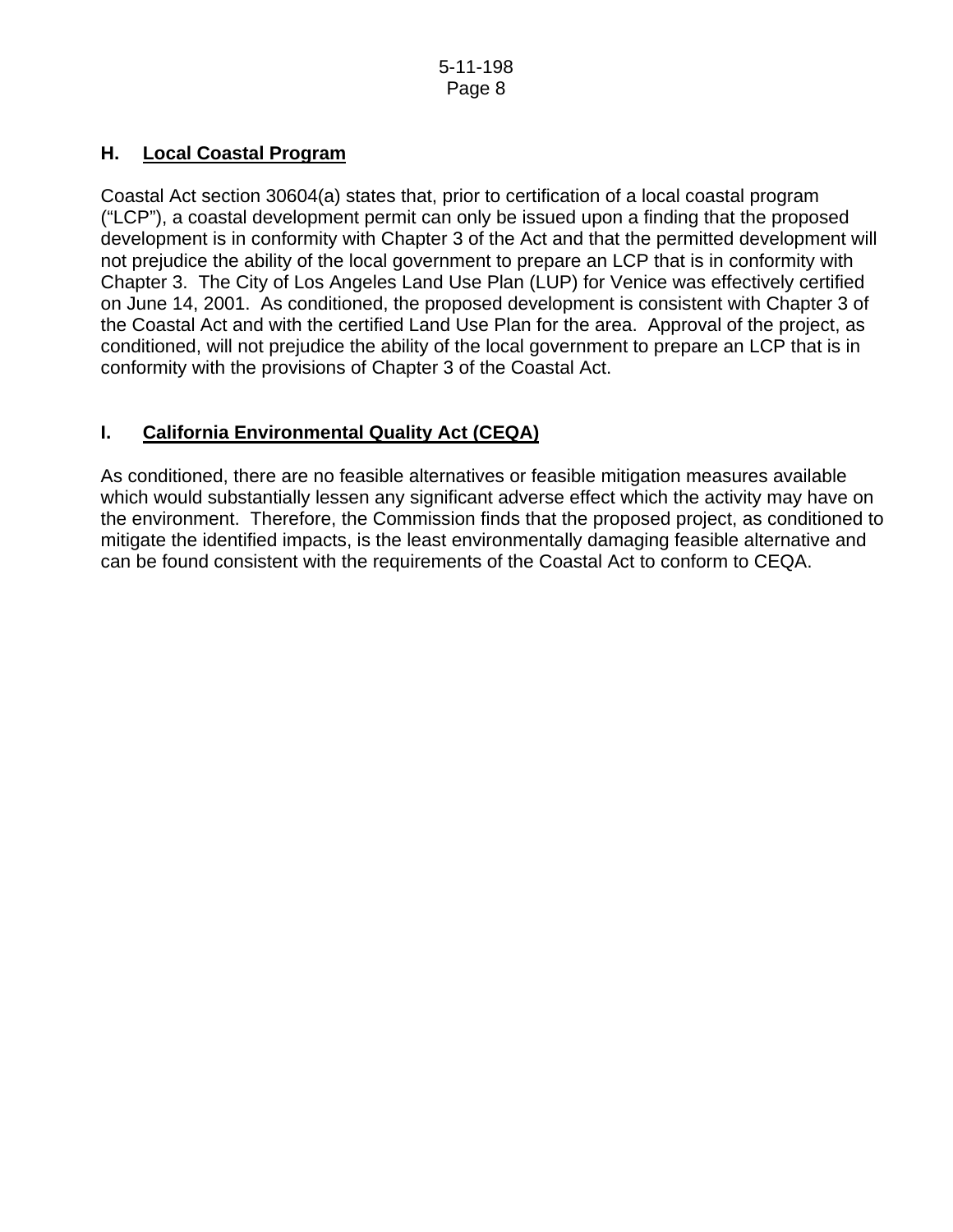## H. Local Coastal Program

Coastal Act section 30604(a) states that, prior to certification of a local coastal program ("LCP"), a coastal development permit can only be issued upon a finding that the proposed development is in conformity with Chapter 3 of the Act and that the permitted development will not prejudice the ability of the local government to prepare an LCP that is in conformity with Chapter 3. The City of Los Angeles Land Use Plan (LUP) for Venice was effectively certified on June 14, 2001. As conditioned, the proposed development is consistent with Chapter 3 of the Coastal Act and with the certified Land Use Plan for the area. Approval of the project, as conditioned, will not prejudice the ability of the local government to prepare an LCP that is in conformity with the provisions of Chapter 3 of the Coastal Act.

## I. California Environmental Quality Act (CEQA)

As conditioned, there are no feasible alternatives or feasible mitigation measures available which would substantially lessen any significant adverse effect which the activity may have on the environment. Therefore, the Commission finds that the proposed project, as conditioned to mitigate the identified impacts, is the least environmentally damaging feasible alternative and can be found consistent with the requirements of the Coastal Act to conform to CEQA.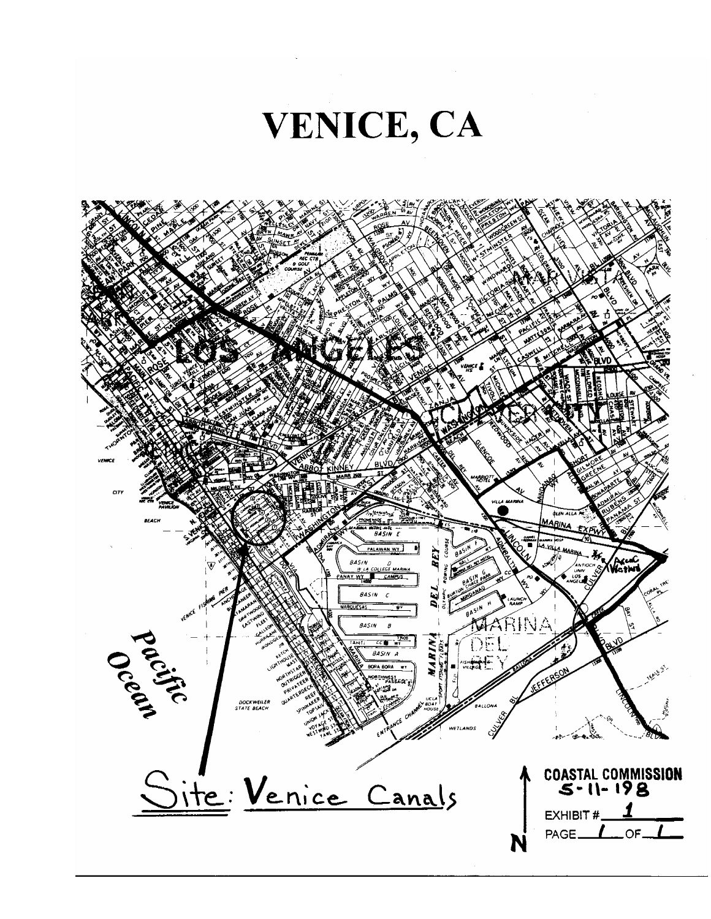# VENICE, CA

Site: Venice Canals

COASTAL COMMISSION
5-11-198

EXHIBIT # 1

PAGE 1 OF 1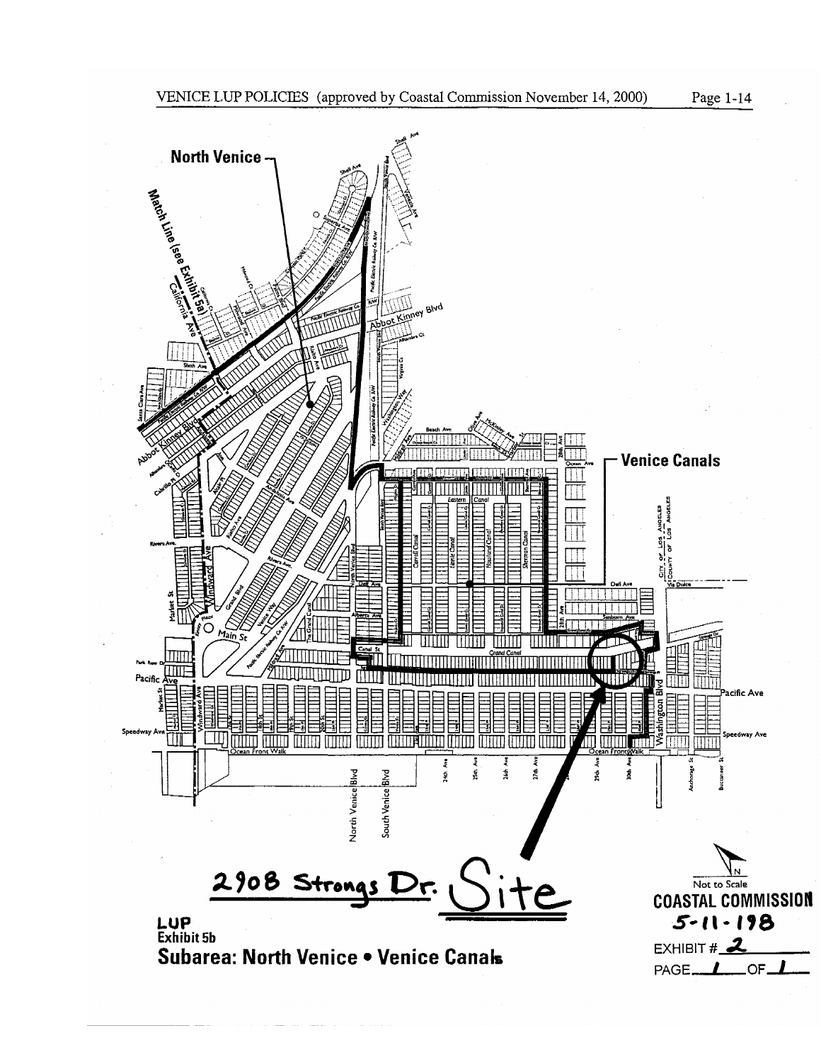VENICE LUP POLICIES (approved by Coastal Commission November 14, 2000)

North Venice

Venice Canals

2908 Strongs Dr. Site

**LUP**
**Exhibit 5b**
**Subarea: North Venice • Venice Canals**

Not to Scale

**COASTAL COMMISSION**
5-11-198
EXHIBIT # 2
PAGE 1 OF 1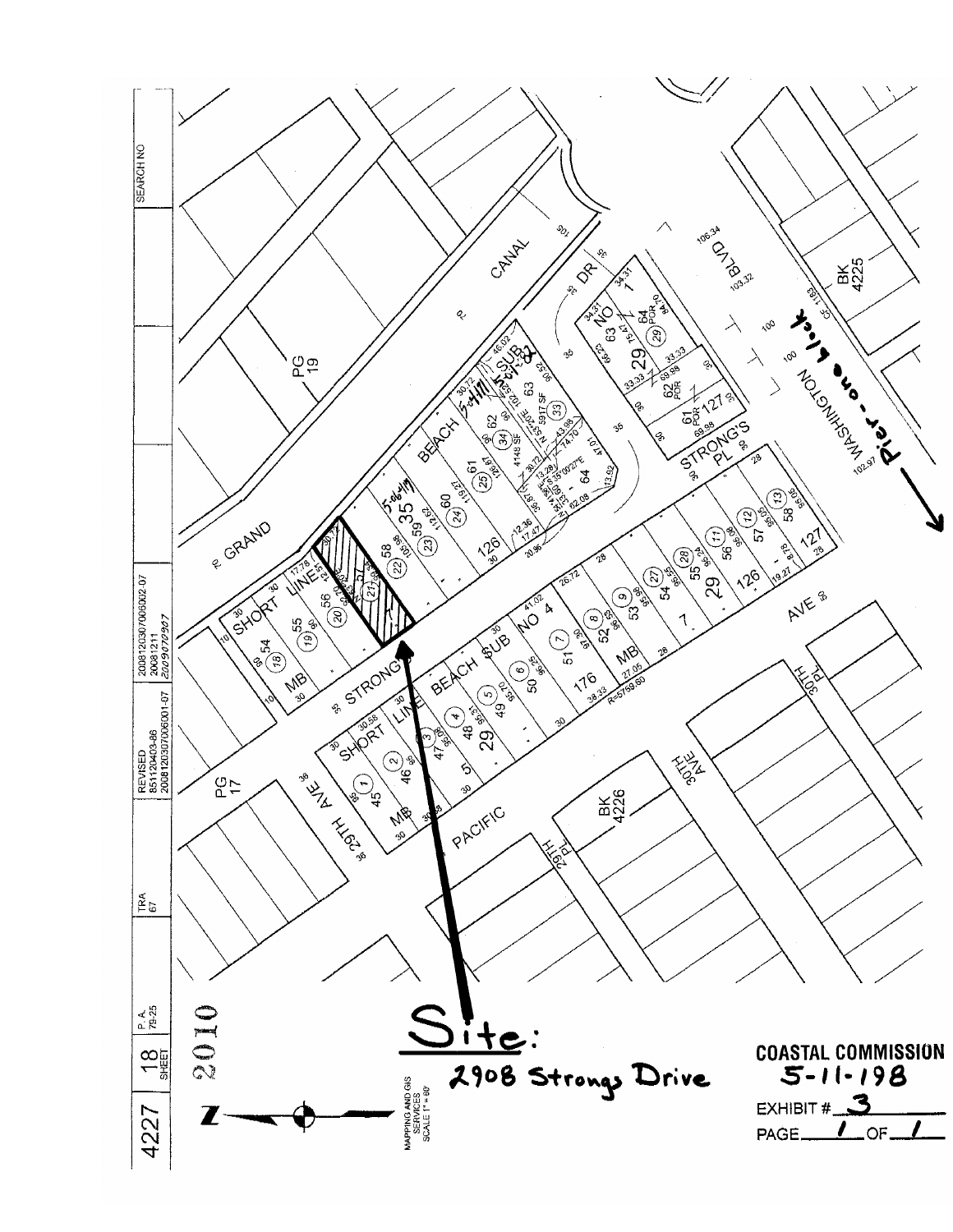Site: 2908 Strongs Drive

**COASTAL COMMISSION**
**5-11-198**
EXHIBIT # 3
PAGE 1 OF 1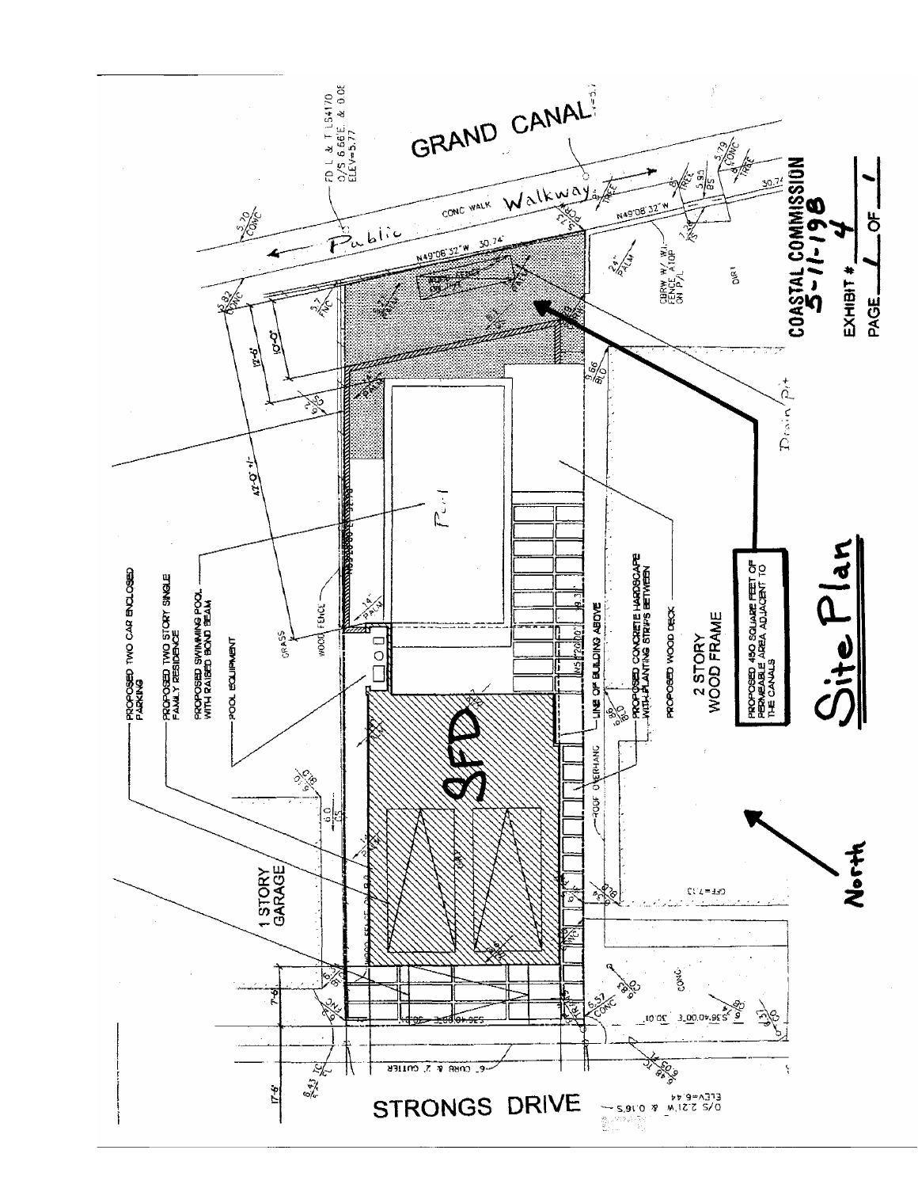# Site Plan

GRAND CANAL

Public Walkway

CONC WALK

STRONGS DRIVE

PROPOSED TWO CAR ENCLOSED PARKING

PROPOSED TWO STORY SINGLE FAMILY RESIDENCE

PROPOSED SWIMMING POOL WITH RAISED BOND BEAM

POOL EQUIPMENT

1 STORY GARAGE

SFD

Pool

LINE OF BUILDING ABOVE

ROOF OVERHANG

PROPOSED CONCRETE HARDSCAPE WITH PLANTING STRIPS BETWEEN

PROPOSED WOOD DECK

2 STORY WOOD FRAME

PROPOSED 450 SQUARE FEET OF PERMEABLE AREA ADJACENT TO THE CANALS

WOOD FENCE

GRASS

Drain Pit

DIRT

North

N49°08'32"W 30.74'

COASTAL COMMISSION 5-11-198

EXHIBIT # 4

PAGE 1 OF 1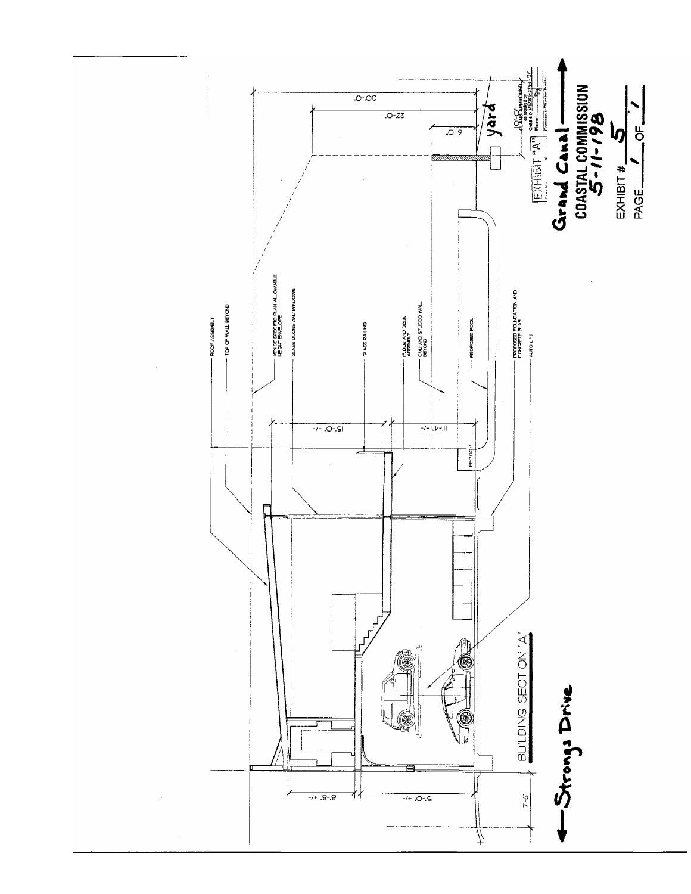BUILDING SECTION "A"

←Strongs Drive

Grand Canal →

yard

ROOF ASSEMBLY

TOP OF WALL BEYOND

VENICE SPECIFIC PLAN ALLOWABLE HEIGHT ENVELOPE

GLASS DOORS AND WINDOWS

GLASS RAILING

FLOOR AND DECK ASSEMBLY

CMU AND STUCCO WALL BEYOND

PROPOSED POOL

PROPOSED FOUNDATION AND CONCRETE SLAB

AUTO LIFT

30'-0"

22'-0"

6'-0"

15'-0" +/-

11'-4" +/-

8'-8" +/-

15'-0" +/-

7'-6"

10'-0"

EXHIBIT "A"

COASTAL COMMISSION
5-11-198

EXHIBIT # 5

PAGE 1 OF 1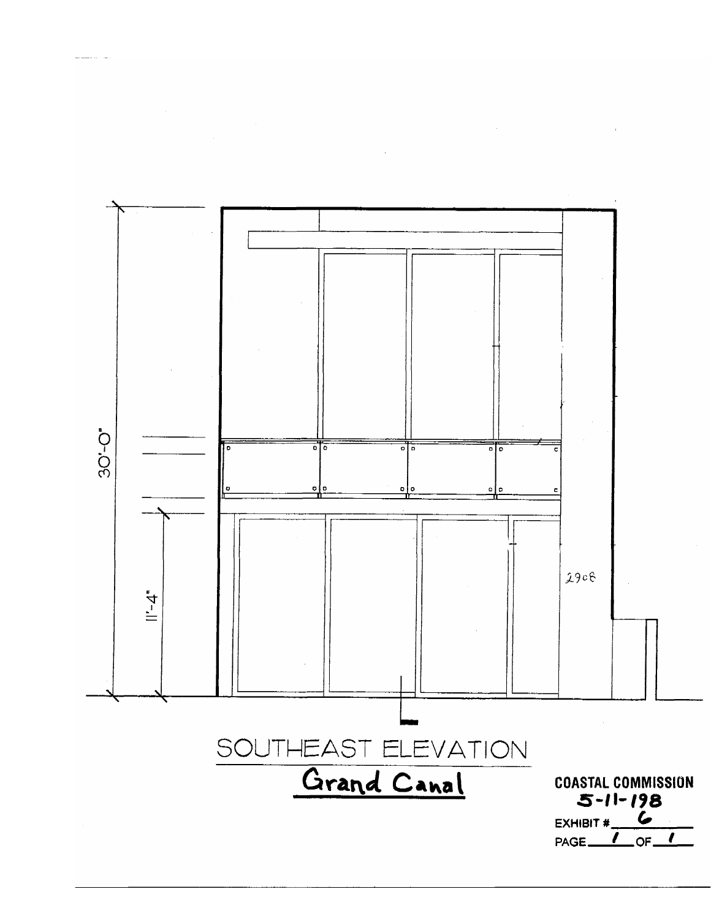30'-0"

11'-4"

2908

SOUTHEAST ELEVATION

Grand Canal

COASTAL COMMISSION
5-11-198

EXHIBIT # 6

PAGE 1 OF 1